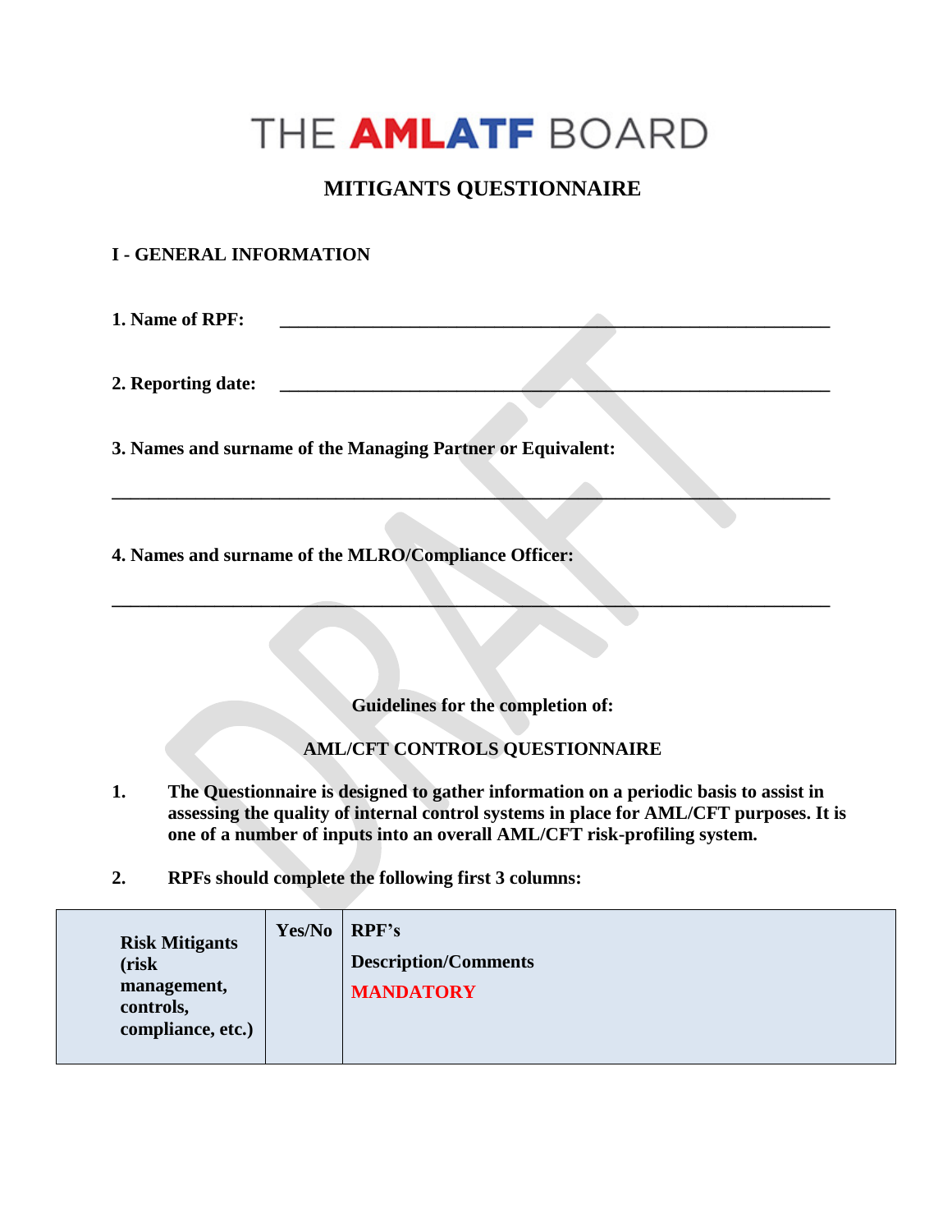# THE AMLATF BOARD

## MITIGANTS QUESTIONNAIRE

### I - GENERAL INFORMATION

**1. Name of RPF:** ______________________________________________

**2. Reporting date:** ______________________________________________

**3. Names and surname of the Managing Partner or Equivalent:**

______________________________________________

**4. Names and surname of the MLRO/Compliance Officer:**

______________________________________________

**Guidelines for the completion of:**

**AML/CFT CONTROLS QUESTIONNAIRE**

1. **The Questionnaire is designed to gather information on a periodic basis to assist in assessing the quality of internal control systems in place for AML/CFT purposes. It is one of a number of inputs into an overall AML/CFT risk-profiling system.**

2. **RPFs should complete the following first 3 columns:**

| Risk Mitigants (risk management, controls, compliance, etc.) | Yes/No | RPF's Description/Comments MANDATORY |
|---|---|---|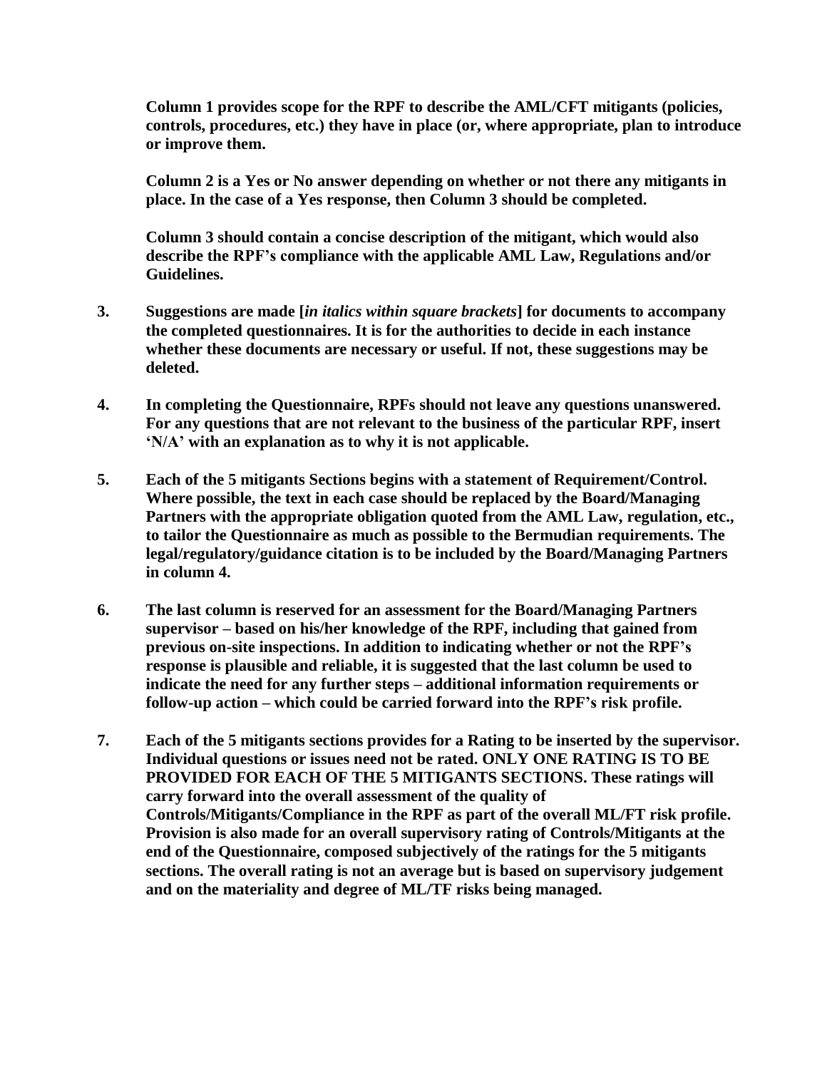**Column 1 provides scope for the RPF to describe the AML/CFT mitigants (policies, controls, procedures, etc.) they have in place (or, where appropriate, plan to introduce or improve them.**

**Column 2 is a Yes or No answer depending on whether or not there any mitigants in place. In the case of a Yes response, then Column 3 should be completed.**

**Column 3 should contain a concise description of the mitigant, which would also describe the RPF's compliance with the applicable AML Law, Regulations and/or Guidelines.**

3. **Suggestions are made [*in italics within square brackets*] for documents to accompany the completed questionnaires. It is for the authorities to decide in each instance whether these documents are necessary or useful. If not, these suggestions may be deleted.**

4. **In completing the Questionnaire, RPFs should not leave any questions unanswered. For any questions that are not relevant to the business of the particular RPF, insert 'N/A' with an explanation as to why it is not applicable.**

5. **Each of the 5 mitigants Sections begins with a statement of Requirement/Control. Where possible, the text in each case should be replaced by the Board/Managing Partners with the appropriate obligation quoted from the AML Law, regulation, etc., to tailor the Questionnaire as much as possible to the Bermudian requirements. The legal/regulatory/guidance citation is to be included by the Board/Managing Partners in column 4.**

6. **The last column is reserved for an assessment for the Board/Managing Partners supervisor – based on his/her knowledge of the RPF, including that gained from previous on-site inspections. In addition to indicating whether or not the RPF's response is plausible and reliable, it is suggested that the last column be used to indicate the need for any further steps – additional information requirements or follow-up action – which could be carried forward into the RPF's risk profile.**

7. **Each of the 5 mitigants sections provides for a Rating to be inserted by the supervisor. Individual questions or issues need not be rated. ONLY ONE RATING IS TO BE PROVIDED FOR EACH OF THE 5 MITIGANTS SECTIONS. These ratings will carry forward into the overall assessment of the quality of Controls/Mitigants/Compliance in the RPF as part of the overall ML/FT risk profile. Provision is also made for an overall supervisory rating of Controls/Mitigants at the end of the Questionnaire, composed subjectively of the ratings for the 5 mitigants sections. The overall rating is not an average but is based on supervisory judgement and on the materiality and degree of ML/TF risks being managed.**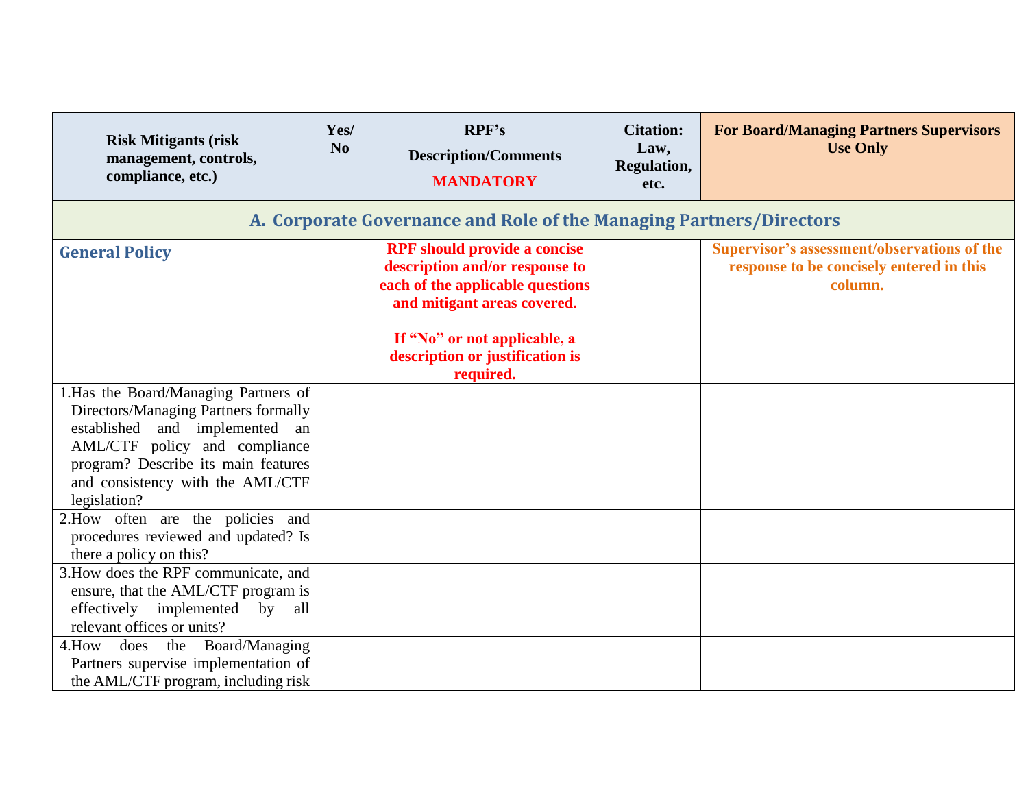| Risk Mitigants (risk management, controls, compliance, etc.) | Yes/ No | RPF's Description/Comments **MANDATORY** | Citation: Law, Regulation, etc. | For Board/Managing Partners Supervisors Use Only |
|---|---|---|---|---|
| **A. Corporate Governance and Role of the Managing Partners/Directors** | | | | |
| **General Policy** | | **RPF should provide a concise description and/or response to each of the applicable questions and mitigant areas covered.**<br><br>**If "No" or not applicable, a description or justification is required.** | | **Supervisor's assessment/observations of the response to be concisely entered in this column.** |
| 1. Has the Board/Managing Partners of Directors/Managing Partners formally established and implemented an AML/CTF policy and compliance program? Describe its main features and consistency with the AML/CTF legislation? | | | | |
| 2. How often are the policies and procedures reviewed and updated? Is there a policy on this? | | | | |
| 3. How does the RPF communicate, and ensure, that the AML/CTF program is effectively implemented by all relevant offices or units? | | | | |
| 4. How does the Board/Managing Partners supervise implementation of the AML/CTF program, including risk | | | | |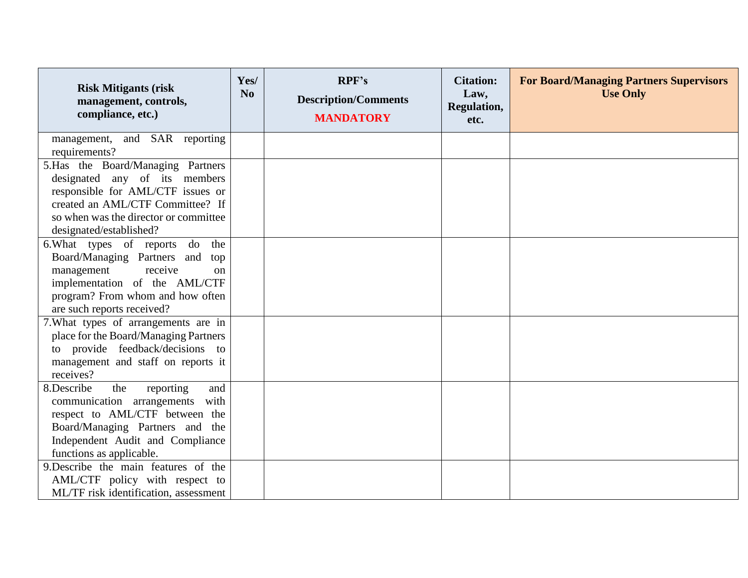| Risk Mitigants (risk management, controls, compliance, etc.) | Yes/ No | RPF's Description/Comments **MANDATORY** | Citation: Law, Regulation, etc. | For Board/Managing Partners Supervisors Use Only |
|---|---|---|---|---|
| management, and SAR reporting requirements? | | | | |
| 5.Has the Board/Managing Partners designated any of its members responsible for AML/CTF issues or created an AML/CTF Committee? If so when was the director or committee designated/established? | | | | |
| 6.What types of reports do the Board/Managing Partners and top management receive on implementation of the AML/CTF program? From whom and how often are such reports received? | | | | |
| 7.What types of arrangements are in place for the Board/Managing Partners to provide feedback/decisions to management and staff on reports it receives? | | | | |
| 8.Describe the reporting and communication arrangements with respect to AML/CTF between the Board/Managing Partners and the Independent Audit and Compliance functions as applicable. | | | | |
| 9.Describe the main features of the AML/CTF policy with respect to ML/TF risk identification, assessment | | | | |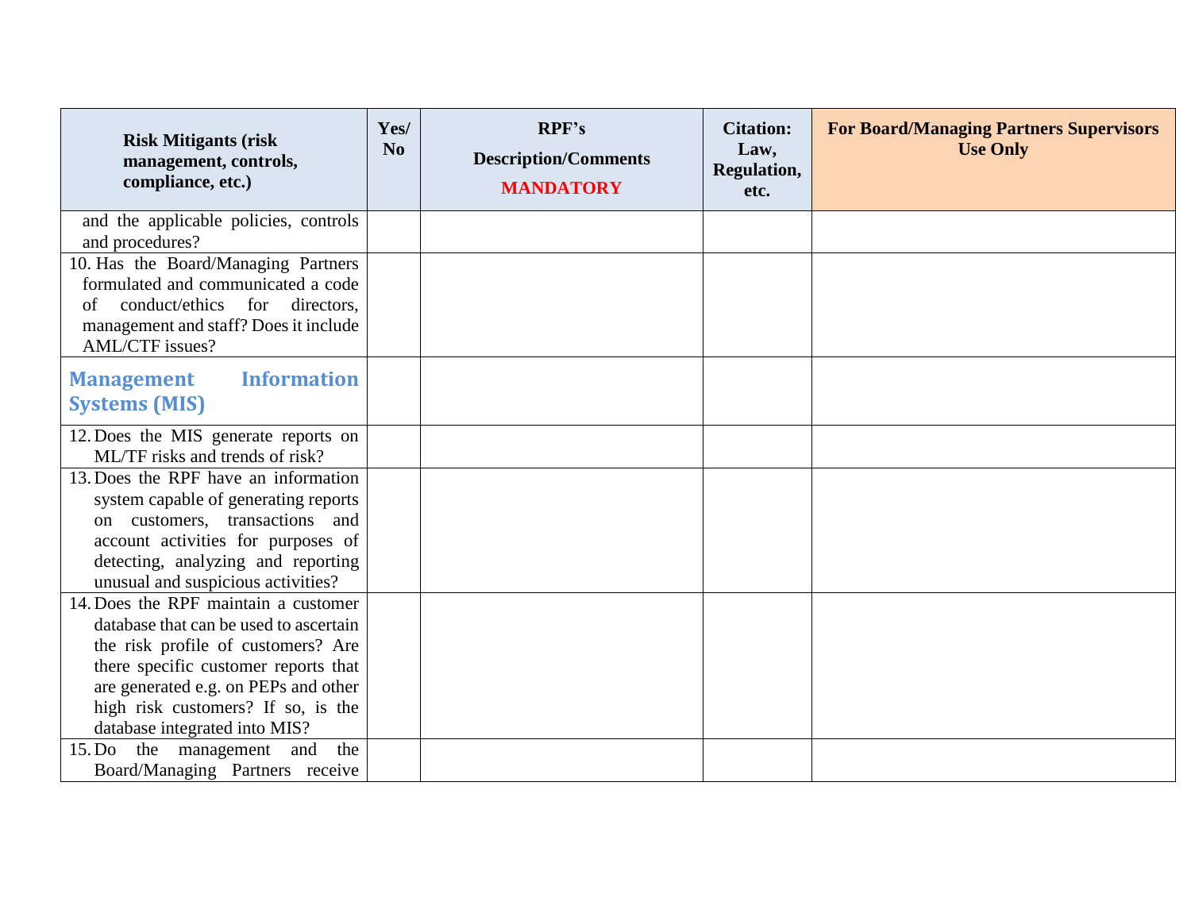| Risk Mitigants (risk management, controls, compliance, etc.) | Yes/ No | RPF's Description/Comments **MANDATORY** | Citation: Law, Regulation, etc. | For Board/Managing Partners Supervisors Use Only |
|---|---|---|---|---|
| and the applicable policies, controls and procedures? | | | | |
| 10. Has the Board/Managing Partners formulated and communicated a code of conduct/ethics for directors, management and staff? Does it include AML/CTF issues? | | | | |
| **Management Information Systems (MIS)** | | | | |
| 12. Does the MIS generate reports on ML/TF risks and trends of risk? | | | | |
| 13. Does the RPF have an information system capable of generating reports on customers, transactions and account activities for purposes of detecting, analyzing and reporting unusual and suspicious activities? | | | | |
| 14. Does the RPF maintain a customer database that can be used to ascertain the risk profile of customers? Are there specific customer reports that are generated e.g. on PEPs and other high risk customers? If so, is the database integrated into MIS? | | | | |
| 15. Do the management and the Board/Managing Partners receive | | | | |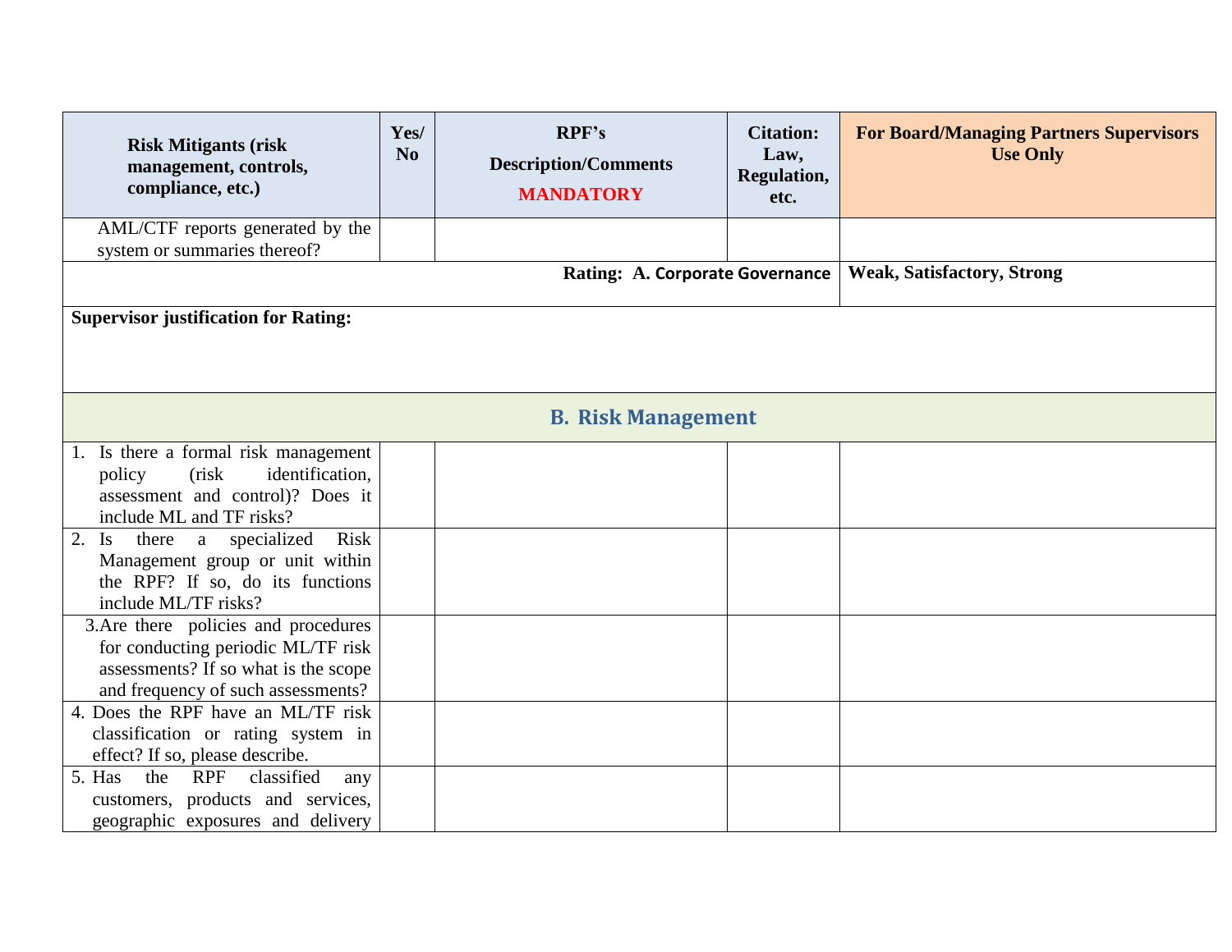| Risk Mitigants (risk management, controls, compliance, etc.) | Yes/ No | RPF's Description/Comments MANDATORY | Citation: Law, Regulation, etc. | For Board/Managing Partners Supervisors Use Only |
|---|---|---|---|---|
| AML/CTF reports generated by the system or summaries thereof? | | | | |
| | | | **Rating: A. Corporate Governance** | **Weak, Satisfactory, Strong** |
| **Supervisor justification for Rating:** | | | | |
| **B. Risk Management** | | | | |
| 1. Is there a formal risk management policy (risk identification, assessment and control)? Does it include ML and TF risks? | | | | |
| 2. Is there a specialized Risk Management group or unit within the RPF? If so, do its functions include ML/TF risks? | | | | |
| 3. Are there policies and procedures for conducting periodic ML/TF risk assessments? If so what is the scope and frequency of such assessments? | | | | |
| 4. Does the RPF have an ML/TF risk classification or rating system in effect? If so, please describe. | | | | |
| 5. Has the RPF classified any customers, products and services, geographic exposures and delivery | | | | |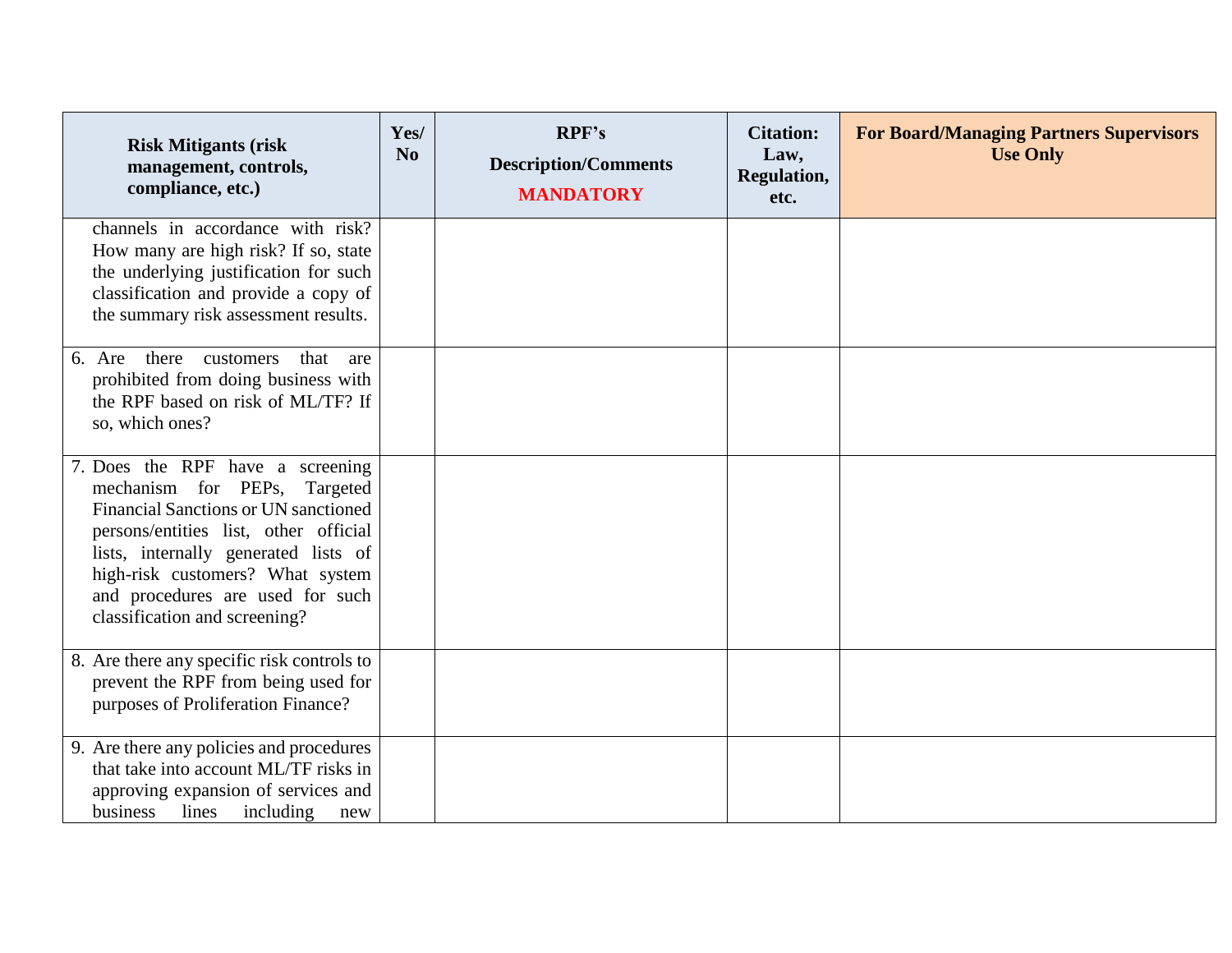| Risk Mitigants (risk management, controls, compliance, etc.) | Yes/ No | RPF's Description/Comments **MANDATORY** | Citation: Law, Regulation, etc. | For Board/Managing Partners Supervisors Use Only |
|---|---|---|---|---|
| channels in accordance with risk? How many are high risk? If so, state the underlying justification for such classification and provide a copy of the summary risk assessment results. | | | | |
| 6. Are there customers that are prohibited from doing business with the RPF based on risk of ML/TF? If so, which ones? | | | | |
| 7. Does the RPF have a screening mechanism for PEPs, Targeted Financial Sanctions or UN sanctioned persons/entities list, other official lists, internally generated lists of high-risk customers? What system and procedures are used for such classification and screening? | | | | |
| 8. Are there any specific risk controls to prevent the RPF from being used for purposes of Proliferation Finance? | | | | |
| 9. Are there any policies and procedures that take into account ML/TF risks in approving expansion of services and business lines including new | | | | |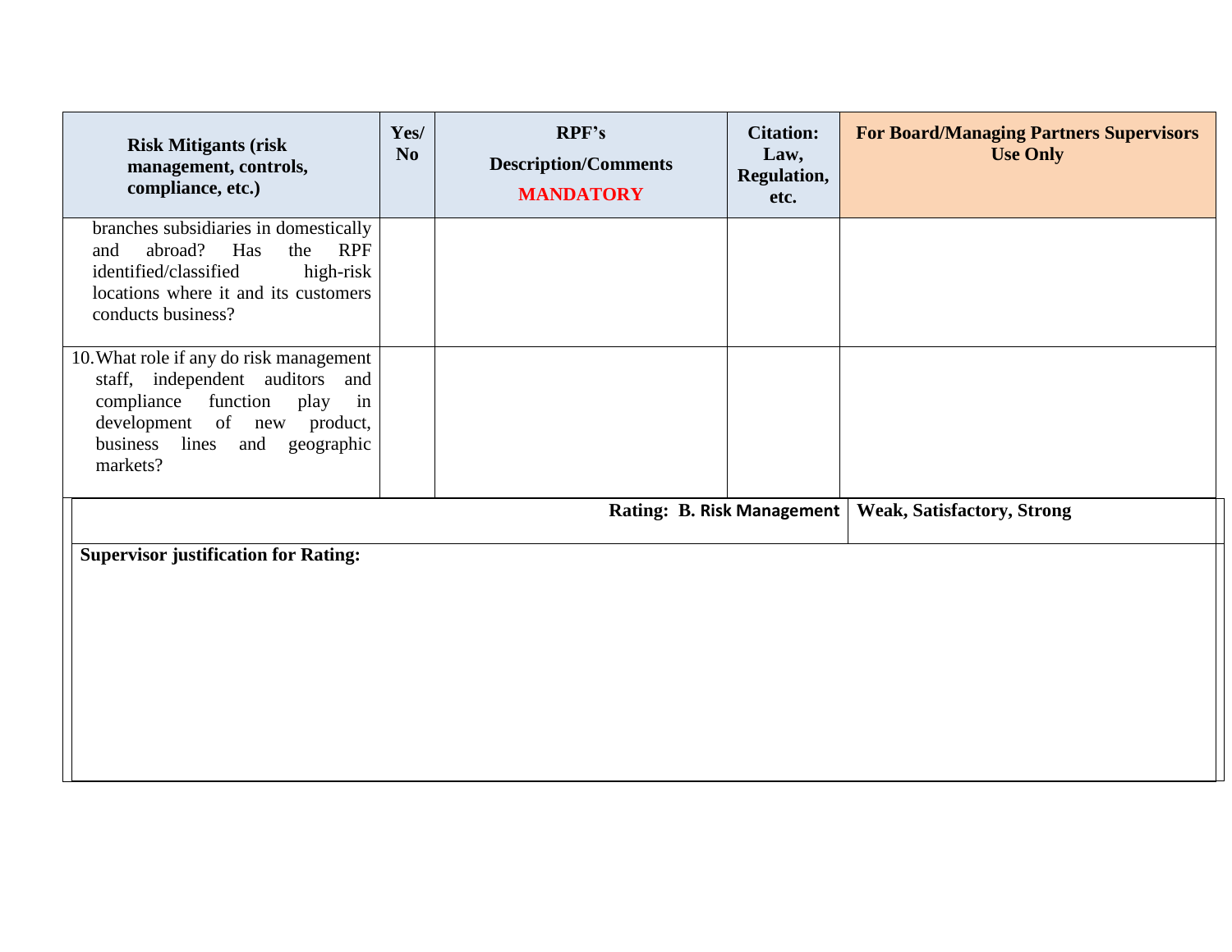| Risk Mitigants (risk management, controls, compliance, etc.) | Yes/ No | RPF's Description/Comments MANDATORY | Citation: Law, Regulation, etc. | For Board/Managing Partners Supervisors Use Only |
|---|---|---|---|---|
| branches subsidiaries in domestically and abroad? Has the RPF identified/classified high-risk locations where it and its customers conducts business? | | | | |
| 10. What role if any do risk management staff, independent auditors and compliance function play in development of new product, business lines and geographic markets? | | | | |

| Rating: B. Risk Management | Weak, Satisfactory, Strong |
|---|---|
| **Supervisor justification for Rating:** | |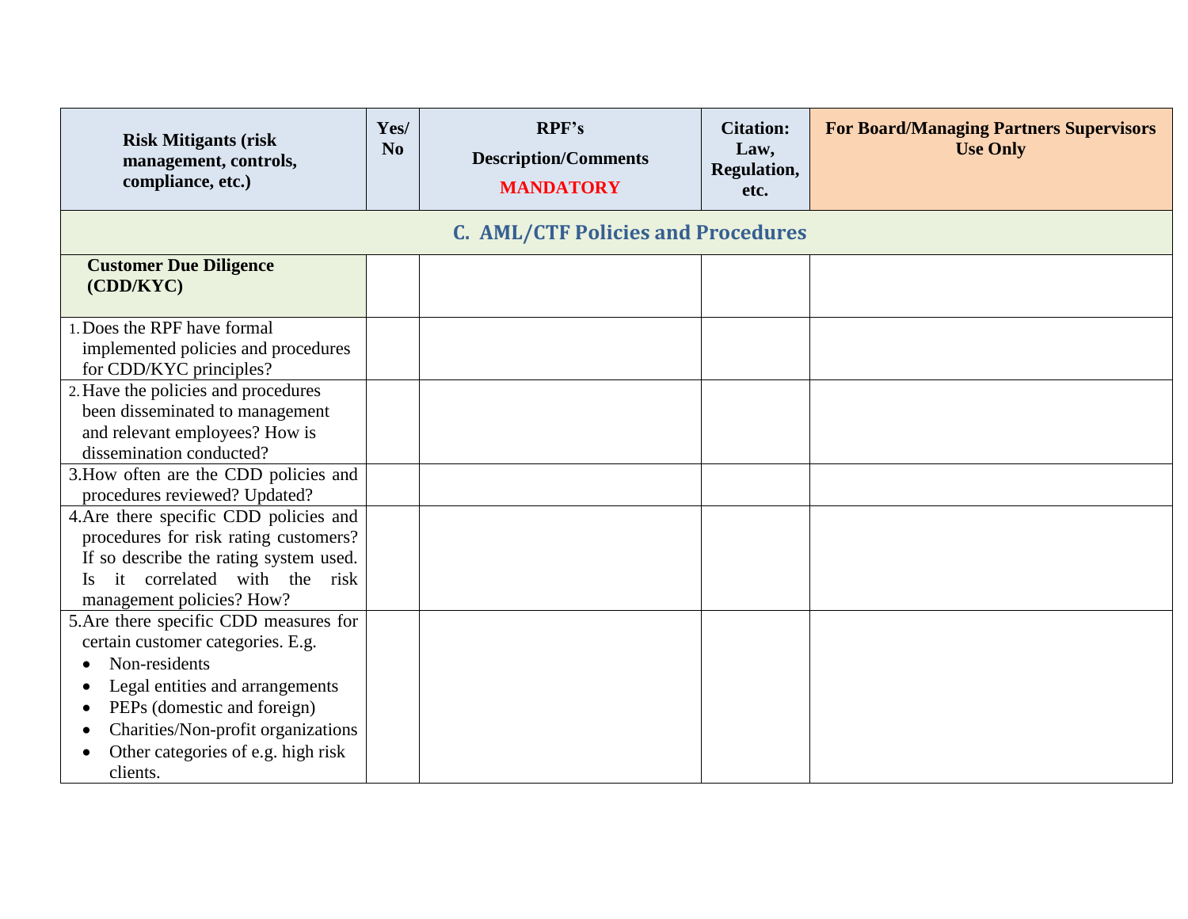| Risk Mitigants (risk management, controls, compliance, etc.) | Yes/ No | RPF's Description/Comments **MANDATORY** | Citation: Law, Regulation, etc. | For Board/Managing Partners Supervisors Use Only |
|---|---|---|---|---|
| **C. AML/CTF Policies and Procedures** | | | | |
| **Customer Due Diligence (CDD/KYC)** | | | | |
| 1. Does the RPF have formal implemented policies and procedures for CDD/KYC principles? | | | | |
| 2. Have the policies and procedures been disseminated to management and relevant employees? How is dissemination conducted? | | | | |
| 3. How often are the CDD policies and procedures reviewed? Updated? | | | | |
| 4. Are there specific CDD policies and procedures for risk rating customers? If so describe the rating system used. Is it correlated with the risk management policies? How? | | | | |
| 5. Are there specific CDD measures for certain customer categories. E.g.<br>• Non-residents<br>• Legal entities and arrangements<br>• PEPs (domestic and foreign)<br>• Charities/Non-profit organizations<br>• Other categories of e.g. high risk clients. | | | | |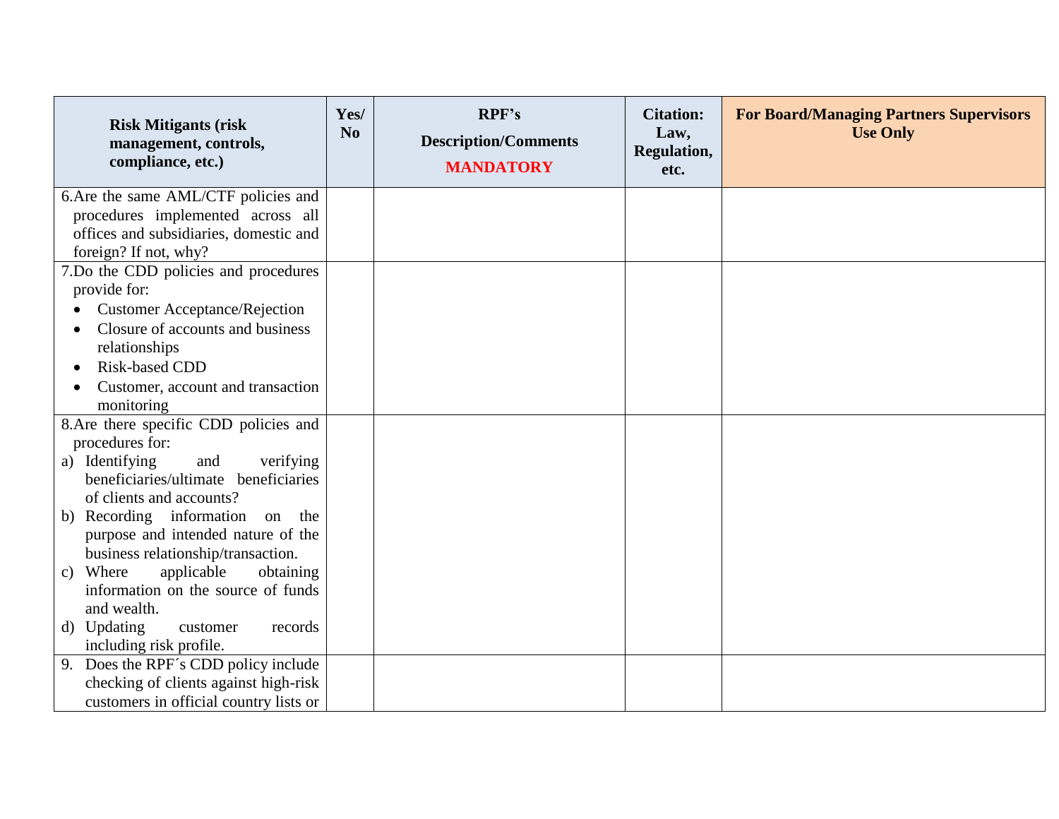| Risk Mitigants (risk management, controls, compliance, etc.) | Yes/ No | RPF's Description/Comments **MANDATORY** | Citation: Law, Regulation, etc. | For Board/Managing Partners Supervisors Use Only |
|---|---|---|---|---|
| 6.Are the same AML/CTF policies and procedures implemented across all offices and subsidiaries, domestic and foreign? If not, why? | | | | |
| 7.Do the CDD policies and procedures provide for: <br>• Customer Acceptance/Rejection <br>• Closure of accounts and business relationships <br>• Risk-based CDD <br>• Customer, account and transaction monitoring | | | | |
| 8.Are there specific CDD policies and procedures for: <br>a) Identifying and verifying beneficiaries/ultimate beneficiaries of clients and accounts? <br>b) Recording information on the purpose and intended nature of the business relationship/transaction. <br>c) Where applicable obtaining information on the source of funds and wealth. <br>d) Updating customer records including risk profile. | | | | |
| 9. Does the RPF´s CDD policy include checking of clients against high-risk customers in official country lists or | | | | |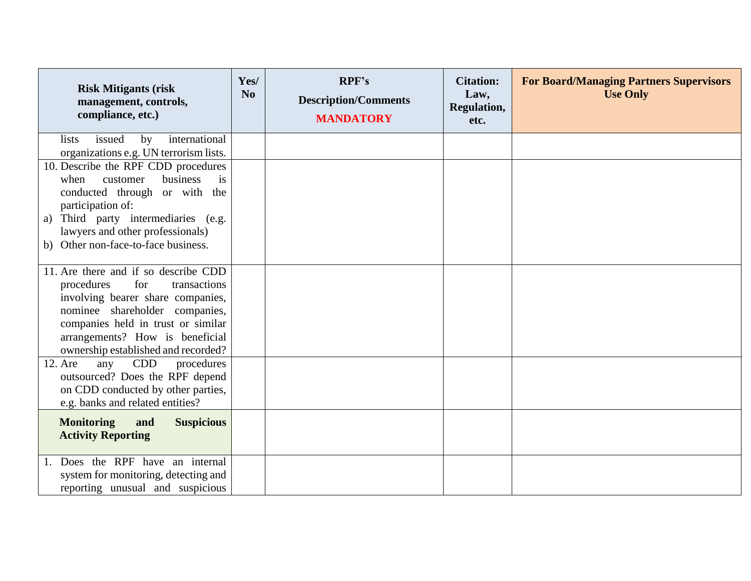| Risk Mitigants (risk management, controls, compliance, etc.) | Yes/ No | RPF's Description/Comments **MANDATORY** | Citation: Law, Regulation, etc. | For Board/Managing Partners Supervisors Use Only |
|---|---|---|---|---|
| lists issued by international organizations e.g. UN terrorism lists. | | | | |
| 10. Describe the RPF CDD procedures when customer business is conducted through or with the participation of: a) Third party intermediaries (e.g. lawyers and other professionals) b) Other non-face-to-face business. | | | | |
| 11. Are there and if so describe CDD procedures for transactions involving bearer share companies, nominee shareholder companies, companies held in trust or similar arrangements? How is beneficial ownership established and recorded? | | | | |
| 12. Are any CDD procedures outsourced? Does the RPF depend on CDD conducted by other parties, e.g. banks and related entities? | | | | |
| **Monitoring and Suspicious Activity Reporting** | | | | |
| 1. Does the RPF have an internal system for monitoring, detecting and reporting unusual and suspicious | | | | |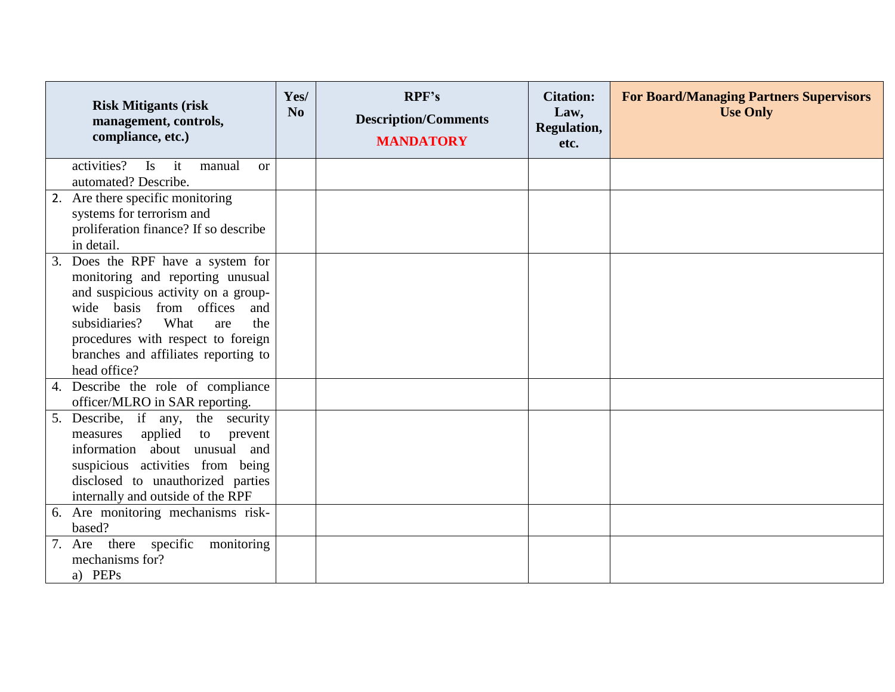| Risk Mitigants (risk management, controls, compliance, etc.) | Yes/ No | RPF's Description/Comments **MANDATORY** | Citation: Law, Regulation, etc. | For Board/Managing Partners Supervisors Use Only |
|---|---|---|---|---|
| activities? Is it manual or automated? Describe. | | | | |
| 2. Are there specific monitoring systems for terrorism and proliferation finance? If so describe in detail. | | | | |
| 3. Does the RPF have a system for monitoring and reporting unusual and suspicious activity on a group-wide basis from offices and subsidiaries? What are the procedures with respect to foreign branches and affiliates reporting to head office? | | | | |
| 4. Describe the role of compliance officer/MLRO in SAR reporting. | | | | |
| 5. Describe, if any, the security measures applied to prevent information about unusual and suspicious activities from being disclosed to unauthorized parties internally and outside of the RPF | | | | |
| 6. Are monitoring mechanisms risk-based? | | | | |
| 7. Are there specific monitoring mechanisms for?<br>a) PEPs | | | | |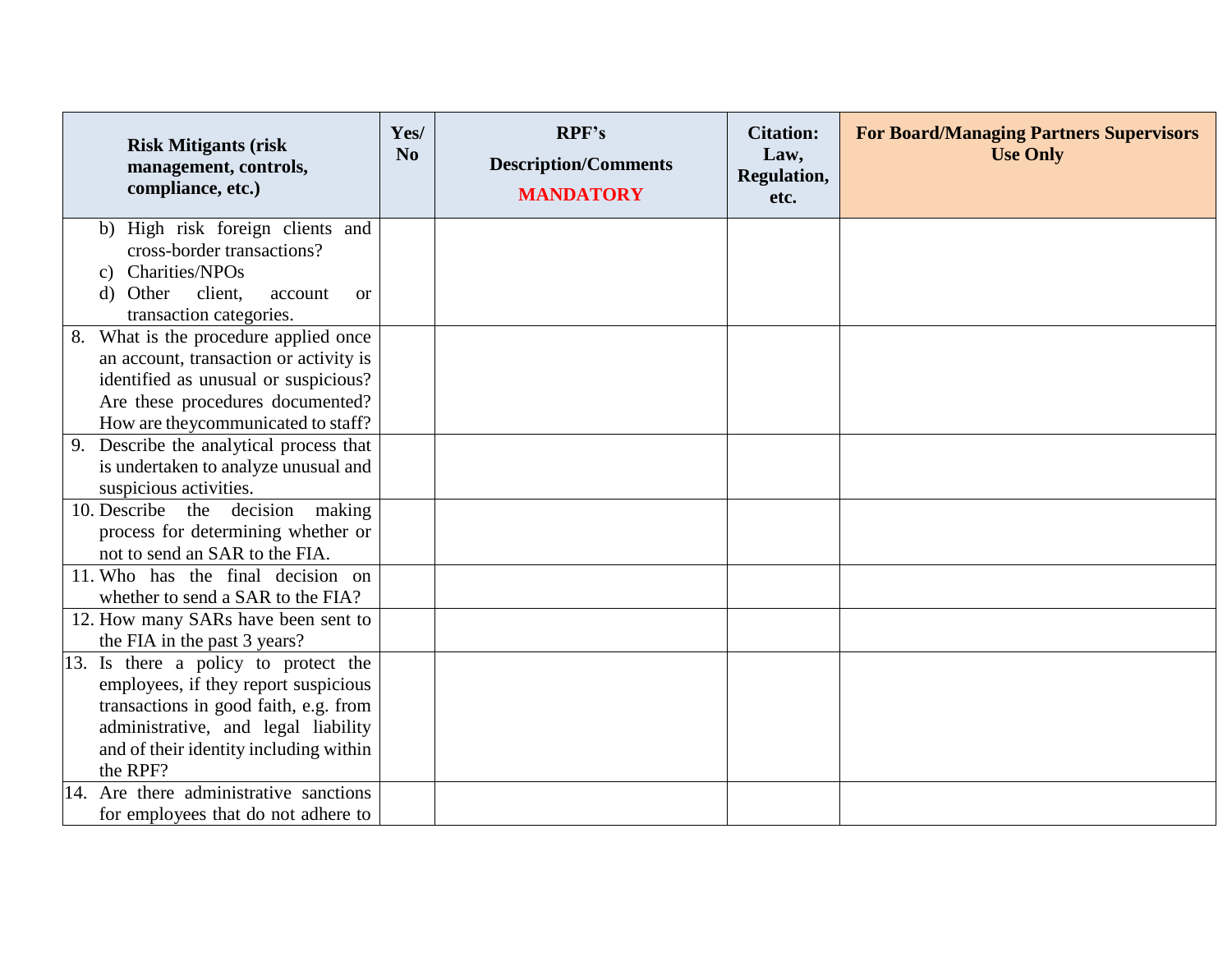| Risk Mitigants (risk management, controls, compliance, etc.) | Yes/ No | RPF's Description/Comments MANDATORY | Citation: Law, Regulation, etc. | For Board/Managing Partners Supervisors Use Only |
|---|---|---|---|---|
| b) High risk foreign clients and cross-border transactions?<br>c) Charities/NPOs<br>d) Other client, account or transaction categories. | | | | |
| 8. What is the procedure applied once an account, transaction or activity is identified as unusual or suspicious? Are these procedures documented? How are theycommunicated to staff? | | | | |
| 9. Describe the analytical process that is undertaken to analyze unusual and suspicious activities. | | | | |
| 10. Describe the decision making process for determining whether or not to send an SAR to the FIA. | | | | |
| 11. Who has the final decision on whether to send a SAR to the FIA? | | | | |
| 12. How many SARs have been sent to the FIA in the past 3 years? | | | | |
| 13. Is there a policy to protect the employees, if they report suspicious transactions in good faith, e.g. from administrative, and legal liability and of their identity including within the RPF? | | | | |
| 14. Are there administrative sanctions for employees that do not adhere to | | | | |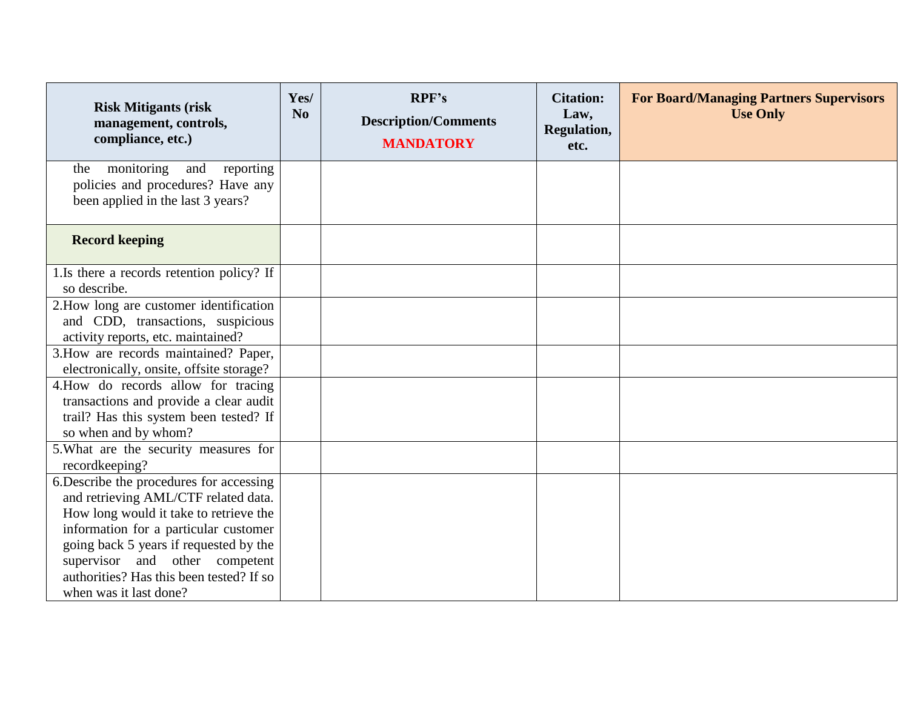| Risk Mitigants (risk management, controls, compliance, etc.) | Yes/ No | RPF's Description/Comments **MANDATORY** | Citation: Law, Regulation, etc. | For Board/Managing Partners Supervisors Use Only |
|---|---|---|---|---|
| the monitoring and reporting policies and procedures? Have any been applied in the last 3 years? | | | | |
| **Record keeping** | | | | |
| 1.Is there a records retention policy? If so describe. | | | | |
| 2.How long are customer identification and CDD, transactions, suspicious activity reports, etc. maintained? | | | | |
| 3.How are records maintained? Paper, electronically, onsite, offsite storage? | | | | |
| 4.How do records allow for tracing transactions and provide a clear audit trail? Has this system been tested? If so when and by whom? | | | | |
| 5.What are the security measures for recordkeeping? | | | | |
| 6.Describe the procedures for accessing and retrieving AML/CTF related data. How long would it take to retrieve the information for a particular customer going back 5 years if requested by the supervisor and other competent authorities? Has this been tested? If so when was it last done? | | | | |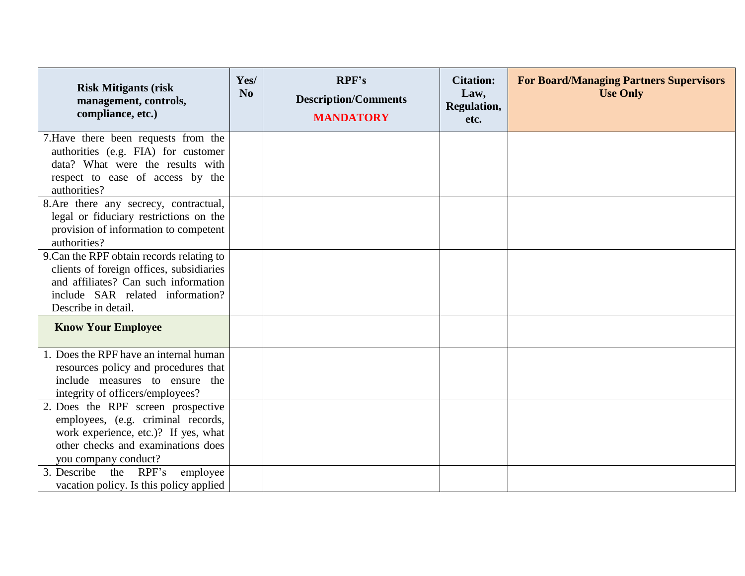| Risk Mitigants (risk management, controls, compliance, etc.) | Yes/ No | RPF's Description/Comments **MANDATORY** | Citation: Law, Regulation, etc. | For Board/Managing Partners Supervisors Use Only |
|---|---|---|---|---|
| 7.Have there been requests from the authorities (e.g. FIA) for customer data? What were the results with respect to ease of access by the authorities? | | | | |
| 8.Are there any secrecy, contractual, legal or fiduciary restrictions on the provision of information to competent authorities? | | | | |
| 9.Can the RPF obtain records relating to clients of foreign offices, subsidiaries and affiliates? Can such information include SAR related information? Describe in detail. | | | | |
| **Know Your Employee** | | | | |
| 1. Does the RPF have an internal human resources policy and procedures that include measures to ensure the integrity of officers/employees? | | | | |
| 2. Does the RPF screen prospective employees, (e.g. criminal records, work experience, etc.)? If yes, what other checks and examinations does you company conduct? | | | | |
| 3. Describe the RPF's employee vacation policy. Is this policy applied | | | | |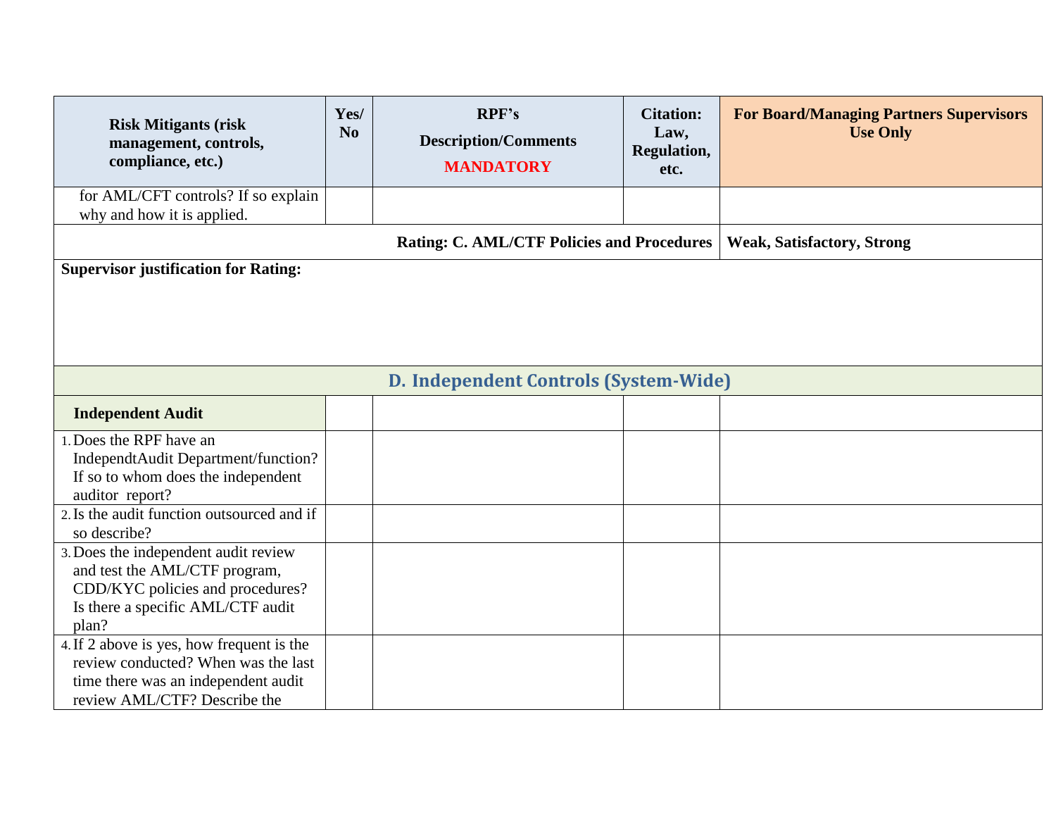| Risk Mitigants (risk management, controls, compliance, etc.) | Yes/ No | RPF's Description/Comments MANDATORY | Citation: Law, Regulation, etc. | For Board/Managing Partners Supervisors Use Only |
|---|---|---|---|---|
| for AML/CFT controls? If so explain why and how it is applied. | | | | |
| | | | **Rating: C. AML/CTF Policies and Procedures** | **Weak, Satisfactory, Strong** |
| **Supervisor justification for Rating:** | | | | |
| **D. Independent Controls (System-Wide)** | | | | |
| **Independent Audit** | | | | |
| 1. Does the RPF have an IndependtAudit Department/function? If so to whom does the independent auditor report? | | | | |
| 2. Is the audit function outsourced and if so describe? | | | | |
| 3. Does the independent audit review and test the AML/CTF program, CDD/KYC policies and procedures? Is there a specific AML/CTF audit plan? | | | | |
| 4. If 2 above is yes, how frequent is the review conducted? When was the last time there was an independent audit review AML/CTF? Describe the | | | | |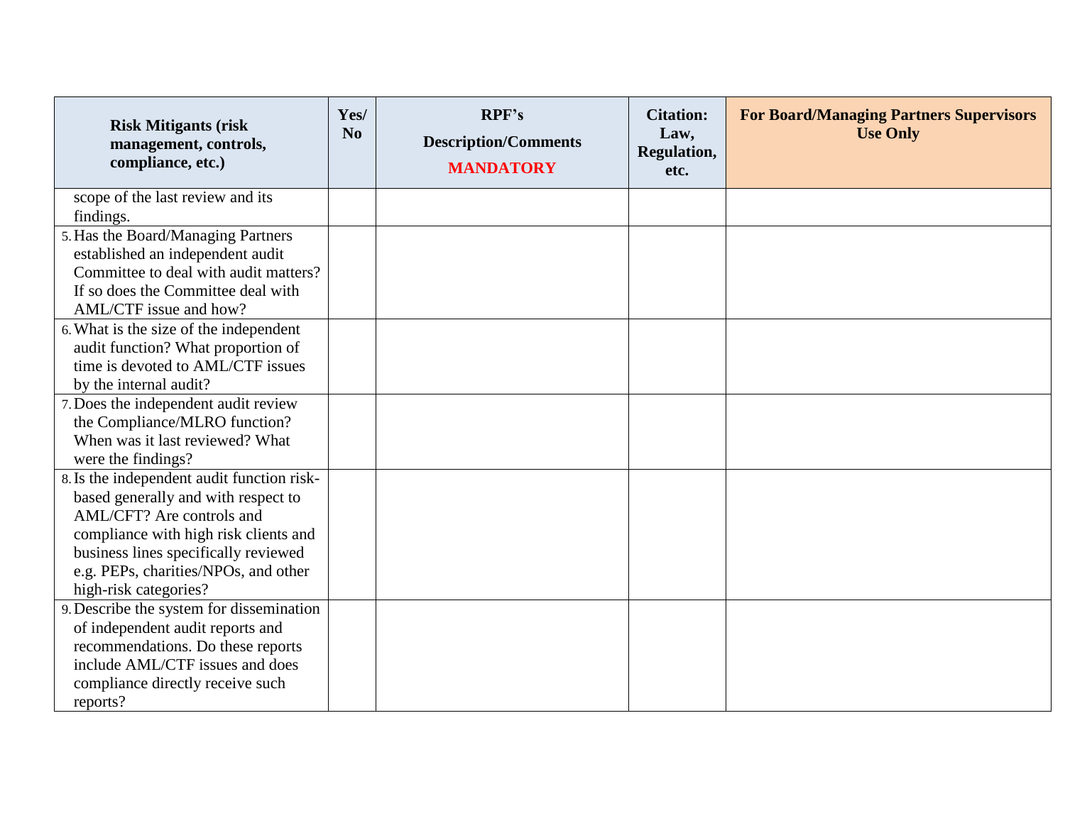| Risk Mitigants (risk management, controls, compliance, etc.) | Yes/ No | RPF's Description/Comments **MANDATORY** | Citation: Law, Regulation, etc. | For Board/Managing Partners Supervisors Use Only |
|---|---|---|---|---|
| scope of the last review and its findings. | | | | |
| 5. Has the Board/Managing Partners established an independent audit Committee to deal with audit matters? If so does the Committee deal with AML/CTF issue and how? | | | | |
| 6. What is the size of the independent audit function? What proportion of time is devoted to AML/CTF issues by the internal audit? | | | | |
| 7. Does the independent audit review the Compliance/MLRO function? When was it last reviewed? What were the findings? | | | | |
| 8. Is the independent audit function risk-based generally and with respect to AML/CFT? Are controls and compliance with high risk clients and business lines specifically reviewed e.g. PEPs, charities/NPOs, and other high-risk categories? | | | | |
| 9. Describe the system for dissemination of independent audit reports and recommendations. Do these reports include AML/CTF issues and does compliance directly receive such reports? | | | | |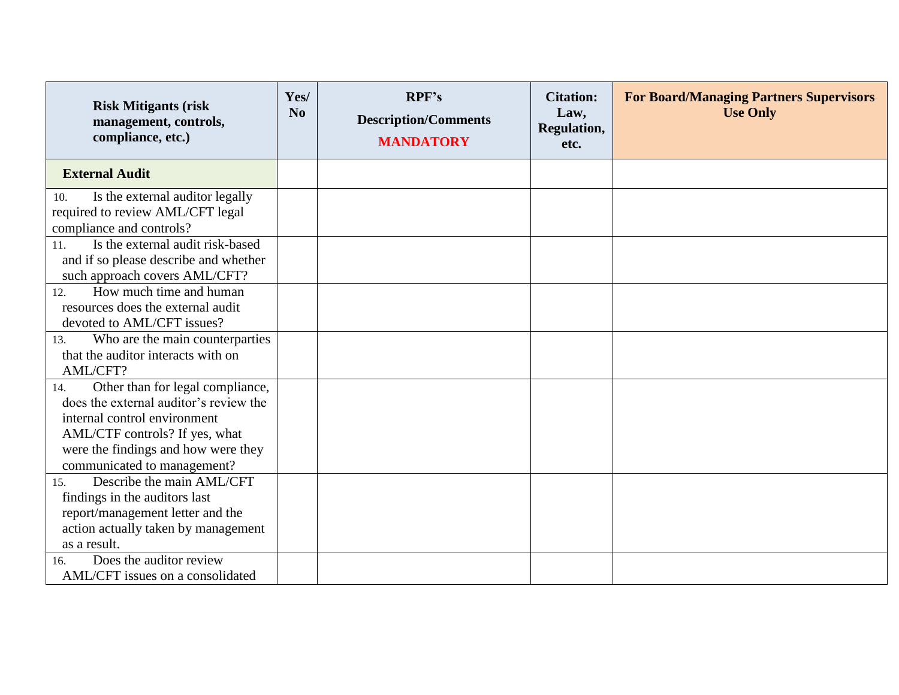| Risk Mitigants (risk management, controls, compliance, etc.) | Yes/ No | RPF's Description/Comments **MANDATORY** | Citation: Law, Regulation, etc. | For Board/Managing Partners Supervisors Use Only |
|---|---|---|---|---|
| **External Audit** | | | | |
| 10. Is the external auditor legally required to review AML/CFT legal compliance and controls? | | | | |
| 11. Is the external audit risk-based and if so please describe and whether such approach covers AML/CFT? | | | | |
| 12. How much time and human resources does the external audit devoted to AML/CFT issues? | | | | |
| 13. Who are the main counterparties that the auditor interacts with on AML/CFT? | | | | |
| 14. Other than for legal compliance, does the external auditor's review the internal control environment AML/CTF controls? If yes, what were the findings and how were they communicated to management? | | | | |
| 15. Describe the main AML/CFT findings in the auditors last report/management letter and the action actually taken by management as a result. | | | | |
| 16. Does the auditor review AML/CFT issues on a consolidated | | | | |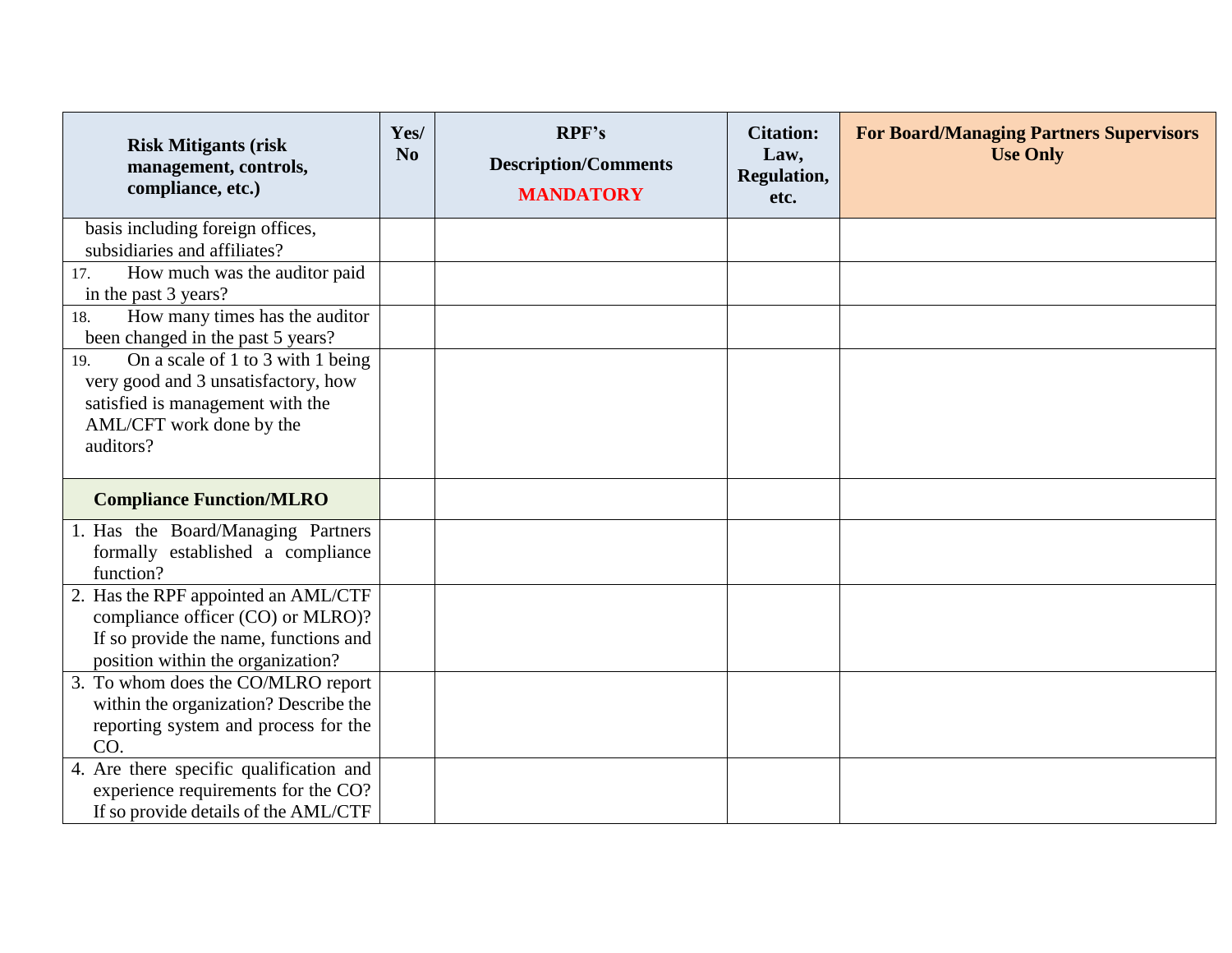| Risk Mitigants (risk management, controls, compliance, etc.) | Yes/ No | RPF's Description/Comments **MANDATORY** | Citation: Law, Regulation, etc. | For Board/Managing Partners Supervisors Use Only |
|---|---|---|---|---|
| basis including foreign offices, subsidiaries and affiliates? | | | | |
| 17. How much was the auditor paid in the past 3 years? | | | | |
| 18. How many times has the auditor been changed in the past 5 years? | | | | |
| 19. On a scale of 1 to 3 with 1 being very good and 3 unsatisfactory, how satisfied is management with the AML/CFT work done by the auditors? | | | | |
| **Compliance Function/MLRO** | | | | |
| 1. Has the Board/Managing Partners formally established a compliance function? | | | | |
| 2. Has the RPF appointed an AML/CTF compliance officer (CO) or MLRO)? If so provide the name, functions and position within the organization? | | | | |
| 3. To whom does the CO/MLRO report within the organization? Describe the reporting system and process for the CO. | | | | |
| 4. Are there specific qualification and experience requirements for the CO? If so provide details of the AML/CTF | | | | |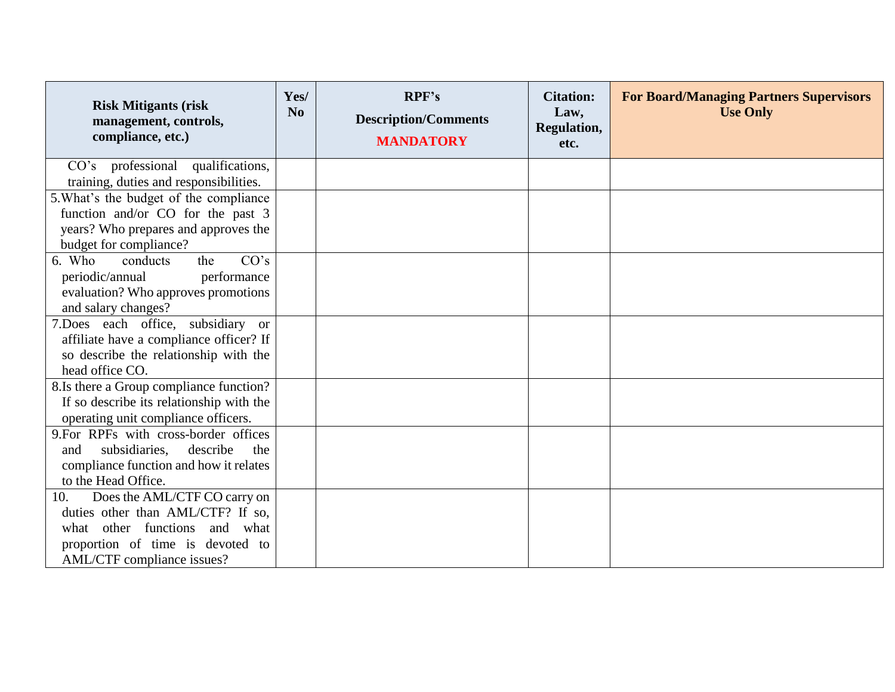| Risk Mitigants (risk management, controls, compliance, etc.) | Yes/ No | RPF's Description/Comments **MANDATORY** | Citation: Law, Regulation, etc. | For Board/Managing Partners Supervisors Use Only |
|---|---|---|---|---|
| CO's professional qualifications, training, duties and responsibilities. | | | | |
| 5.What's the budget of the compliance function and/or CO for the past 3 years? Who prepares and approves the budget for compliance? | | | | |
| 6. Who conducts the CO's periodic/annual performance evaluation? Who approves promotions and salary changes? | | | | |
| 7.Does each office, subsidiary or affiliate have a compliance officer? If so describe the relationship with the head office CO. | | | | |
| 8.Is there a Group compliance function? If so describe its relationship with the operating unit compliance officers. | | | | |
| 9.For RPFs with cross-border offices and subsidiaries, describe the compliance function and how it relates to the Head Office. | | | | |
| 10. Does the AML/CTF CO carry on duties other than AML/CTF? If so, what other functions and what proportion of time is devoted to AML/CTF compliance issues? | | | | |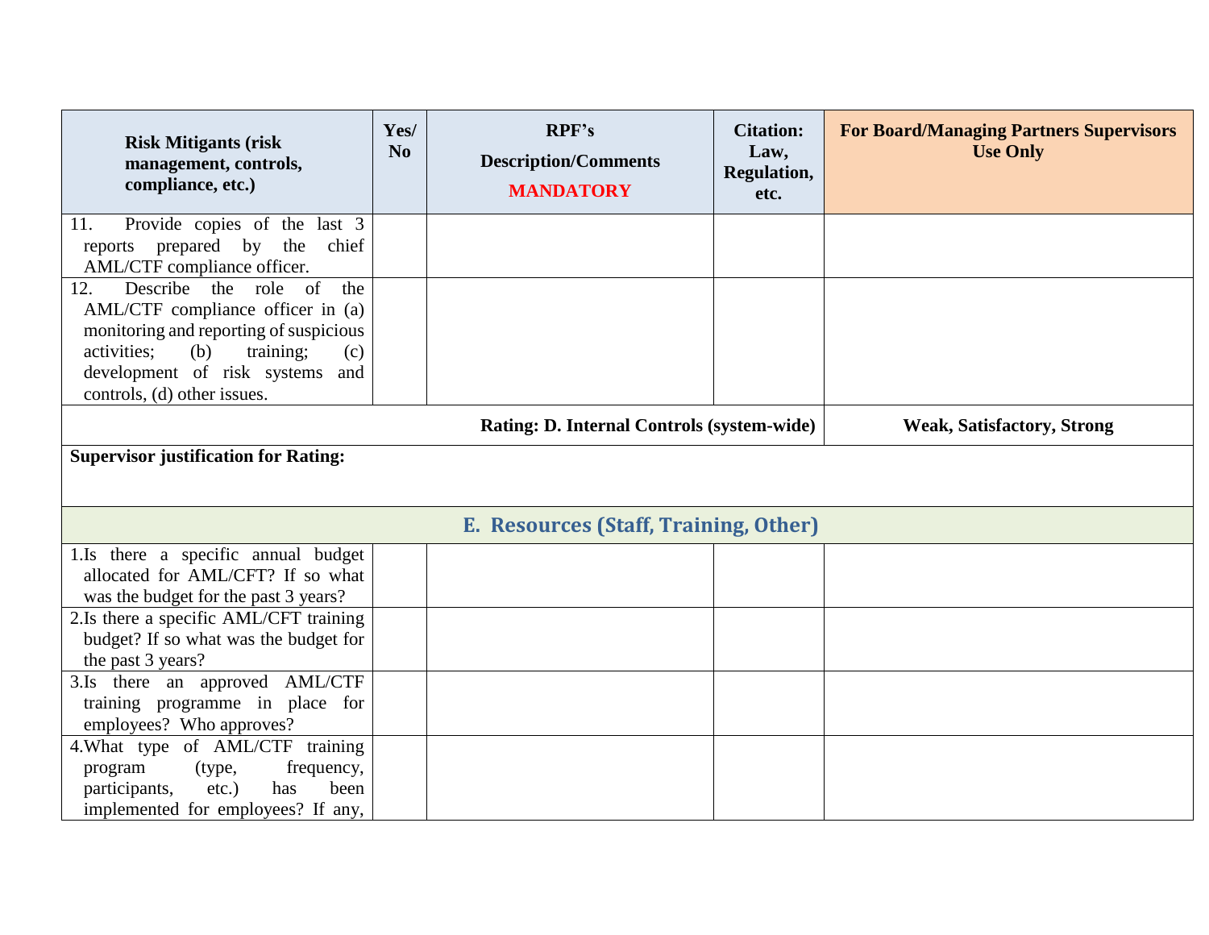| Risk Mitigants (risk management, controls, compliance, etc.) | Yes/ No | RPF's Description/Comments **MANDATORY** | Citation: Law, Regulation, etc. | For Board/Managing Partners Supervisors Use Only |
|---|---|---|---|---|
| 11. Provide copies of the last 3 reports prepared by the chief AML/CTF compliance officer. | | | | |
| 12. Describe the role of the AML/CTF compliance officer in (a) monitoring and reporting of suspicious activities; (b) training; (c) development of risk systems and controls, (d) other issues. | | | | |
| | | | **Rating: D. Internal Controls (system-wide)** | **Weak, Satisfactory, Strong** |
| **Supervisor justification for Rating:** | | | | |
| **E. Resources (Staff, Training, Other)** | | | | |
| 1. Is there a specific annual budget allocated for AML/CFT? If so what was the budget for the past 3 years? | | | | |
| 2. Is there a specific AML/CFT training budget? If so what was the budget for the past 3 years? | | | | |
| 3. Is there an approved AML/CTF training programme in place for employees? Who approves? | | | | |
| 4. What type of AML/CTF training program (type, frequency, participants, etc.) has been implemented for employees? If any, | | | | |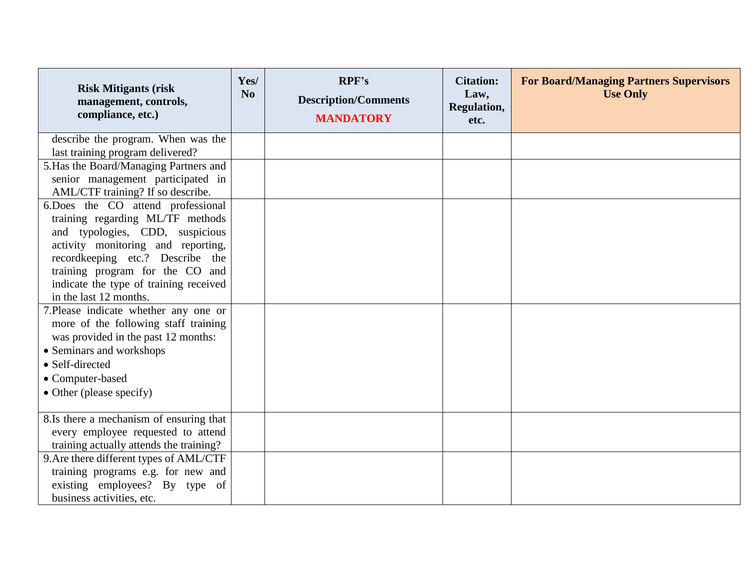| Risk Mitigants (risk management, controls, compliance, etc.) | Yes/ No | RPF's Description/Comments **MANDATORY** | Citation: Law, Regulation, etc. | For Board/Managing Partners Supervisors Use Only |
|---|---|---|---|---|
| describe the program. When was the last training program delivered? | | | | |
| 5. Has the Board/Managing Partners and senior management participated in AML/CTF training? If so describe. | | | | |
| 6. Does the CO attend professional training regarding ML/TF methods and typologies, CDD, suspicious activity monitoring and reporting, recordkeeping etc.? Describe the training program for the CO and indicate the type of training received in the last 12 months. | | | | |
| 7. Please indicate whether any one or more of the following staff training was provided in the past 12 months:<br>• Seminars and workshops<br>• Self-directed<br>• Computer-based<br>• Other (please specify) | | | | |
| 8. Is there a mechanism of ensuring that every employee requested to attend training actually attends the training? | | | | |
| 9. Are there different types of AML/CTF training programs e.g. for new and existing employees? By type of business activities, etc. | | | | |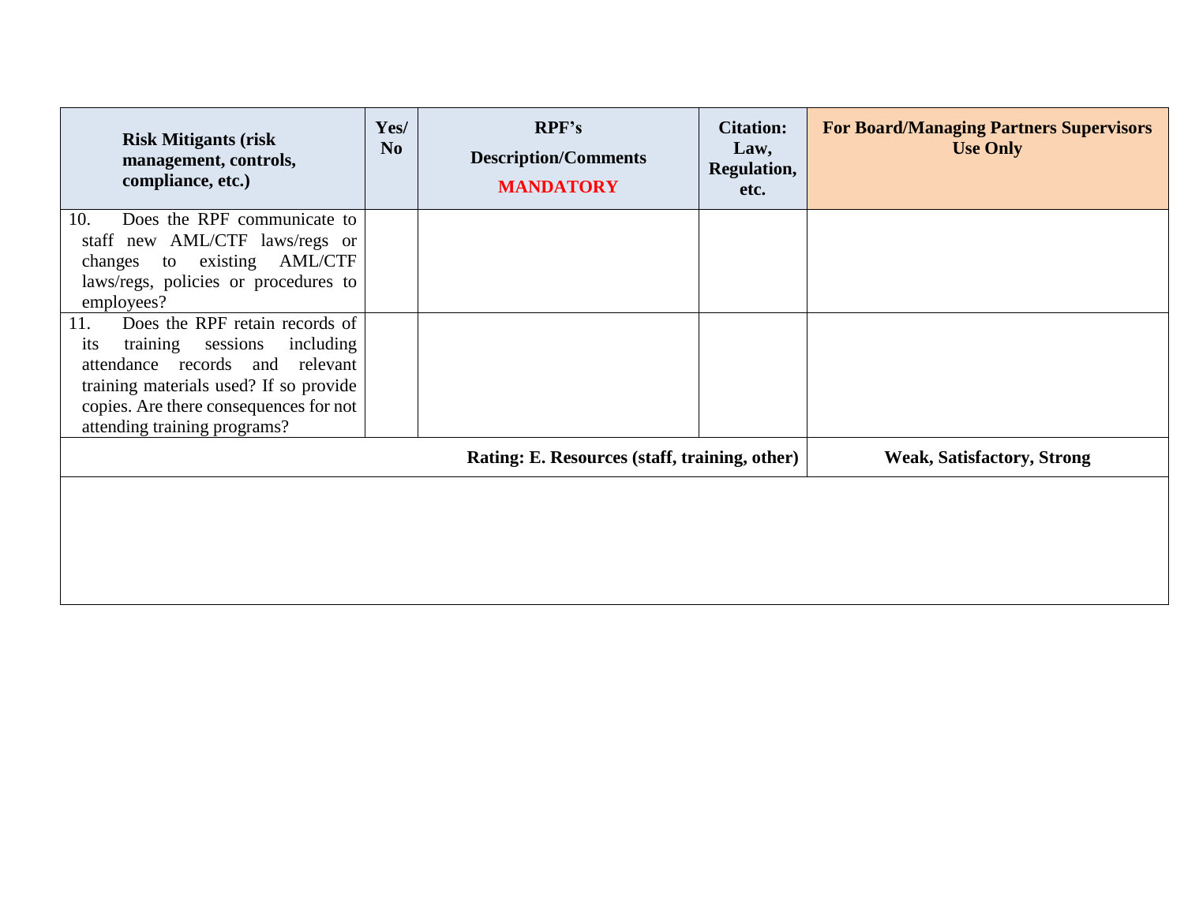| Risk Mitigants (risk management, controls, compliance, etc.) | Yes/ No | RPF's Description/Comments MANDATORY | Citation: Law, Regulation, etc. | For Board/Managing Partners Supervisors Use Only |
|---|---|---|---|---|
| 10. Does the RPF communicate to staff new AML/CTF laws/regs or changes to existing AML/CTF laws/regs, policies or procedures to employees? | | | | |
| 11. Does the RPF retain records of its training sessions including attendance records and relevant training materials used? If so provide copies. Are there consequences for not attending training programs? | | | | |
| | | | **Rating: E. Resources (staff, training, other)** | **Weak, Satisfactory, Strong** |
| | | | | |